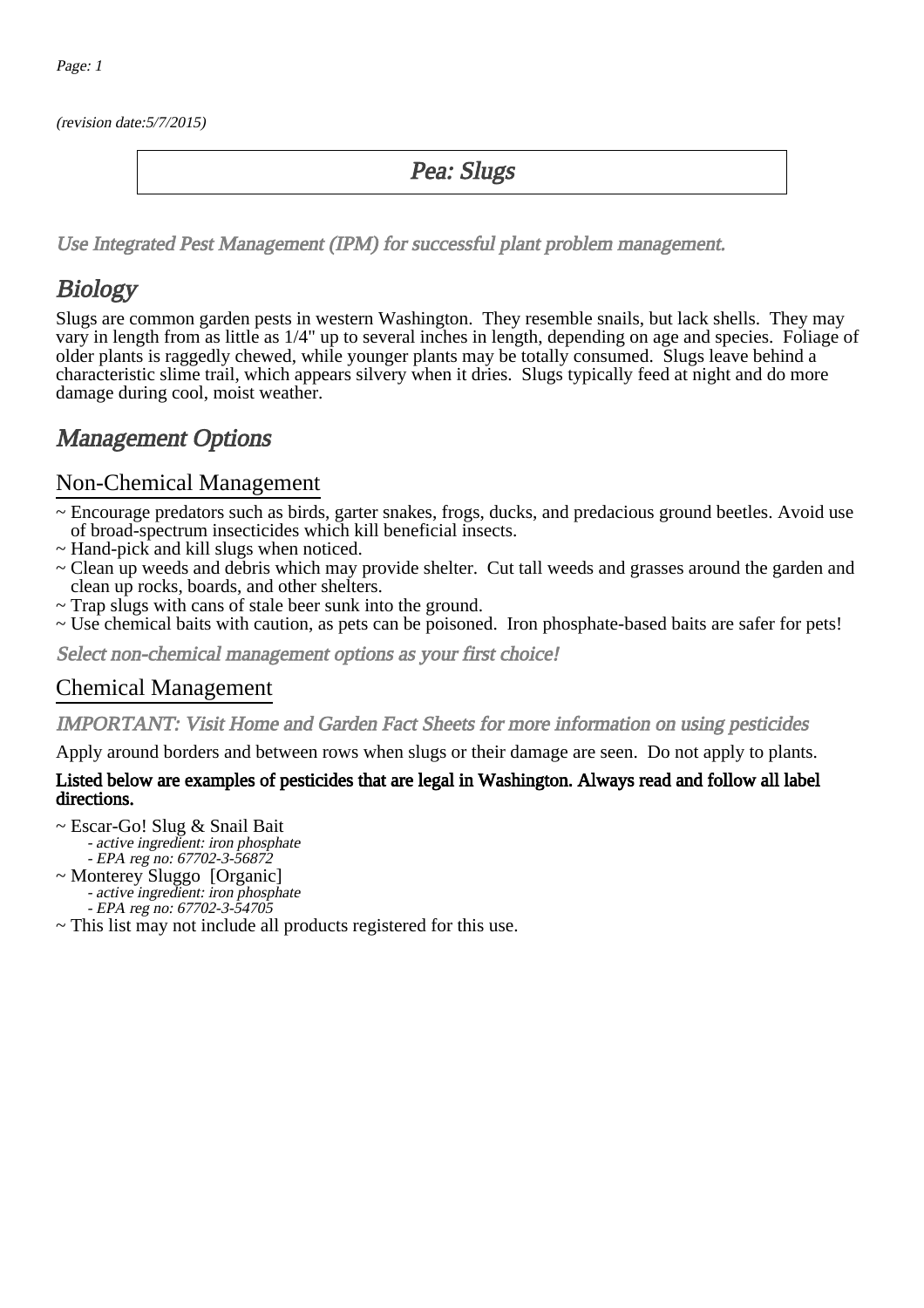*(revision date:5/7/2015)*

# Pea: Slugs

*Use Integrated Pest Management (IPM) for successful plant problem management.*

## Biology

Slugs are common garden pests in western Washington. They resemble snails, but lack shells. They may vary in length from as little as 1/4" up to several inches in length, depending on age and species. Foliage of older plants is raggedly chewed, while younger plants may be totally consumed. Slugs leave behind a characteristic slime trail, which appears silvery when it dries. Slugs typically feed at night and do more damage during cool, moist weather.

## Management Options

### Non-Chemical Management

~ Encourage predators such as birds, garter snakes, frogs, ducks, and predacious ground beetles. Avoid use of broad-spectrum insecticides which kill beneficial insects.
~ Hand-pick and kill slugs when noticed.
~ Clean up weeds and debris which may provide shelter. Cut tall weeds and grasses around the garden and clean up rocks, boards, and other shelters.
~ Trap slugs with cans of stale beer sunk into the ground.
~ Use chemical baits with caution, as pets can be poisoned. Iron phosphate-based baits are safer for pets!

*Select non-chemical management options as your first choice!*

### Chemical Management

*IMPORTANT: Visit Home and Garden Fact Sheets for more information on using pesticides*

Apply around borders and between rows when slugs or their damage are seen. Do not apply to plants.

**Listed below are examples of pesticides that are legal in Washington. Always read and follow all label directions.**

~ Escar-Go! Slug & Snail Bait
  - *active ingredient: iron phosphate*
  - *EPA reg no: 67702-3-56872*

~ Monterey Sluggo [Organic]
  - *active ingredient: iron phosphate*
  - *EPA reg no: 67702-3-54705*

~ This list may not include all products registered for this use.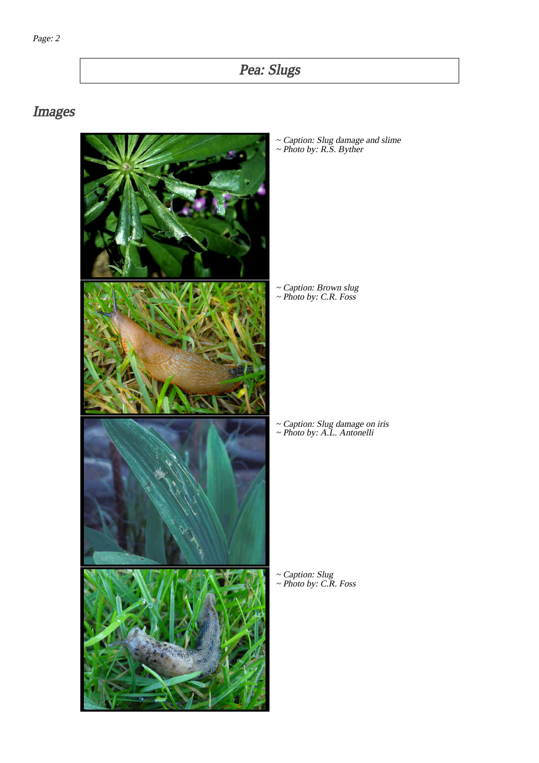# Pea: Slugs

## Images

~ Caption: Slug damage and slime
~ Photo by: R.S. Byther

~ Caption: Brown slug
~ Photo by: C.R. Foss

~ Caption: Slug damage on iris
~ Photo by: A.L. Antonelli

~ Caption: Slug
~ Photo by: C.R. Foss